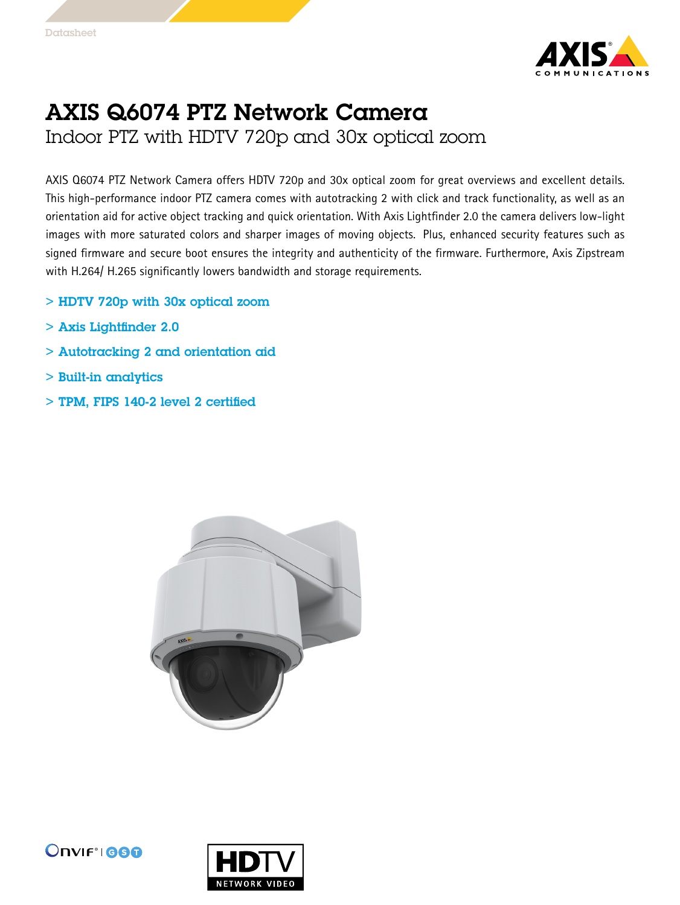Datasheet

# AXIS Q6074 PTZ Network Camera

## Indoor PTZ with HDTV 720p and 30x optical zoom

AXIS Q6074 PTZ Network Camera offers HDTV 720p and 30x optical zoom for great overviews and excellent details. This high-performance indoor PTZ camera comes with autotracking 2 with click and track functionality, as well as an orientation aid for active object tracking and quick orientation. With Axis Lightfinder 2.0 the camera delivers low-light images with more saturated colors and sharper images of moving objects. Plus, enhanced security features such as signed firmware and secure boot ensures the integrity and authenticity of the firmware. Furthermore, Axis Zipstream with H.264/ H.265 significantly lowers bandwidth and storage requirements.

> HDTV 720p with 30x optical zoom

> Axis Lightfinder 2.0

> Autotracking 2 and orientation aid

> Built-in analytics

> TPM, FIPS 140-2 level 2 certified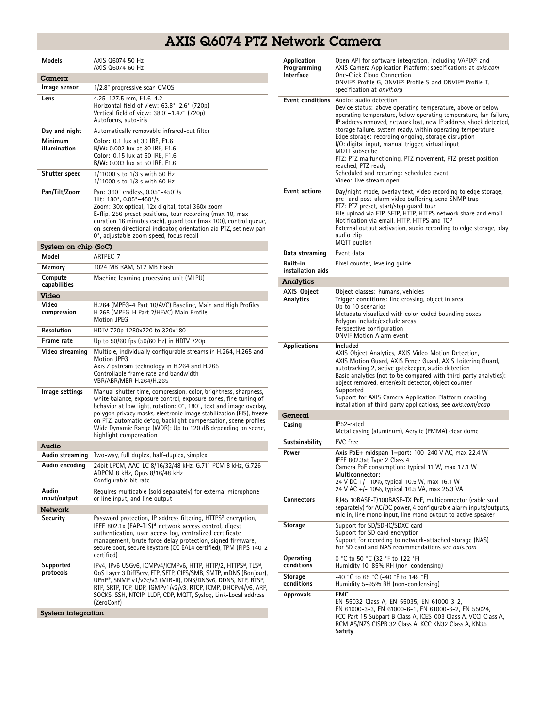# AXIS Q6074 PTZ Network Camera

| Models | AXIS Q6074 50 Hz<br>AXIS Q6074 60 Hz |
|---|---|

## Camera

| | |
|---|---|
| Image sensor | 1/2.8" progressive scan CMOS |
| Lens | 4.25–127.5 mm, F1.6–4.2<br>Horizontal field of view: 63.8°–2.6° (720p)<br>Vertical field of view: 38.0°–1.47° (720p)<br>Autofocus, auto-iris |
| Day and night | Automatically removable infrared-cut filter |
| Minimum illumination | **Color:** 0.1 lux at 30 IRE, F1.6<br>**B/W:** 0.002 lux at 30 IRE, F1.6<br>**Color:** 0.15 lux at 50 IRE, F1.6<br>**B/W:** 0.003 lux at 50 IRE, F1.6 |
| Shutter speed | 1/11000 s to 1/3 s with 50 Hz<br>1/11000 s to 1/3 s with 60 Hz |
| Pan/Tilt/Zoom | Pan: 360° endless, 0.05°–450°/s<br>Tilt: 180°, 0.05°–450°/s<br>Zoom: 30x optical, 12x digital, total 360x zoom<br>E-flip, 256 preset positions, tour recording (max 10, max duration 16 minutes each), guard tour (max 100), control queue, on-screen directional indicator, orientation aid PTZ, set new pan 0°, adjustable zoom speed, focus recall |

## System on chip (SoC)

| | |
|---|---|
| Model | ARTPEC-7 |
| Memory | 1024 MB RAM, 512 MB Flash |
| Compute capabilities | Machine learning processing unit (MLPU) |

## Video

| | |
|---|---|
| Video compression | H.264 (MPEG-4 Part 10/AVC) Baseline, Main and High Profiles<br>H.265 (MPEG-H Part 2/HEVC) Main Profile<br>Motion JPEG |
| Resolution | HDTV 720p 1280x720 to 320x180 |
| Frame rate | Up to 50/60 fps (50/60 Hz) in HDTV 720p |
| Video streaming | Multiple, individually configurable streams in H.264, H.265 and Motion JPEG<br>Axis Zipstream technology in H.264 and H.265<br>Controllable frame rate and bandwidth<br>VBR/ABR/MBR H.264/H.265 |
| Image settings | Manual shutter time, compression, color, brightness, sharpness, white balance, exposure control, exposure zones, fine tuning of behavior at low light, rotation: 0°, 180°, text and image overlay, polygon privacy masks, electronic image stabilization (EIS), freeze on PTZ, automatic defog, backlight compensation, scene profiles<br>Wide Dynamic Range (WDR): Up to 120 dB depending on scene, highlight compensation |

## Audio

| | |
|---|---|
| Audio streaming | Two-way, full duplex, half-duplex, simplex |
| Audio encoding | 24bit LPCM, AAC-LC 8/16/32/48 kHz, G.711 PCM 8 kHz, G.726 ADPCM 8 kHz, Opus 8/16/48 kHz<br>Configurable bit rate |
| Audio input/output | Requires multicable (sold separately) for external microphone or line input, and line output |

## Network

| | |
|---|---|
| Security | Password protection, IP address filtering, HTTPS[a] encryption, IEEE 802.1x (EAP-TLS)[a] network access control, digest authentication, user access log, centralized certificate management, brute force delay protection, signed firmware, secure boot, secure keystore (CC EAL4 certified), TPM (FIPS 140-2 certified) |
| Supported protocols | IPv4, IPv6 USGv6, ICMPv4/ICMPv6, HTTP, HTTP/2, HTTPS[a], TLS[a], QoS Layer 3 DiffServ, FTP, SFTP, CIFS/SMB, SMTP, mDNS (Bonjour), UPnP®, SNMP v1/v2c/v3 (MIB-II), DNS/DNSv6, DDNS, NTP, RTSP, RTP, SRTP, TCP, UDP, IGMPv1/v2/v3, RTCP, ICMP, DHCPv4/v6, ARP, SOCKS, SSH, NTCIP, LLDP, CDP, MQTT, Syslog, Link-Local address (ZeroConf) |

## System integration

| | |
|---|---|
| Application Programming Interface | Open API for software integration, including VAPIX® and AXIS Camera Application Platform; specifications at *axis.com*<br>One-Click Cloud Connection<br>ONVIF® Profile G, ONVIF® Profile S and ONVIF® Profile T, specification at *onvif.org* |
| Event conditions | Audio: audio detection<br>Device status: above operating temperature, above or below operating temperature, below operating temperature, fan failure, IP address removed, network lost, new IP address, shock detected, storage failure, system ready, within operating temperature<br>Edge storage: recording ongoing, storage disruption<br>I/O: digital input, manual trigger, virtual input<br>MQTT subscribe<br>PTZ: PTZ malfunctioning, PTZ movement, PTZ preset position reached, PTZ ready<br>Scheduled and recurring: scheduled event<br>Video: live stream open |
| Event actions | Day/night mode, overlay text, video recording to edge storage, pre- and post-alarm video buffering, send SNMP trap<br>PTZ: PTZ preset, start/stop guard tour<br>File upload via FTP, SFTP, HTTP, HTTPS network share and email<br>Notification via email, HTTP, HTTPS and TCP<br>External output activation, audio recording to edge storage, play audio clip<br>MQTT publish |
| Data streaming | Event data |
| Built-in installation aids | Pixel counter, leveling guide |

## Analytics

| | |
|---|---|
| AXIS Object Analytics | **Object classes**: humans, vehicles<br>**Trigger conditions**: line crossing, object in area<br>Up to 10 scenarios<br>Metadata visualized with color-coded bounding boxes<br>Polygon include/exclude areas<br>Perspective configuration<br>ONVIF Motion Alarm event |
| Applications | **Included**<br>AXIS Object Analytics, AXIS Video Motion Detection, AXIS Motion Guard, AXIS Fence Guard, AXIS Loitering Guard, autotracking 2, active gatekeeper, audio detection<br>Basic analytics (not to be compared with third-party analytics): object removed, enter/exit detector, object counter<br>**Supported**<br>Support for AXIS Camera Application Platform enabling installation of third-party applications, see *axis.com/acap* |

## General

| | |
|---|---|
| Casing | IP52-rated<br>Metal casing (aluminum), Acrylic (PMMA) clear dome |
| Sustainability | PVC free |
| Power | **Axis PoE+ midspan 1-port:** 100–240 V AC, max 22.4 W<br>IEEE 802.3at Type 2 Class 4<br>Camera PoE consumption: typical 11 W, max 17.1 W<br>**Multiconnector:**<br>24 V DC +/- 10%, typical 10.5 W, max 16.1 W<br>24 V AC +/- 10%, typical 16.5 VA, max 25.3 VA |
| Connectors | RJ45 10BASE-T/100BASE-TX PoE, multiconnector (cable sold separately) for AC/DC power, 4 configurable alarm inputs/outputs, mic in, line mono input, line mono output to active speaker |
| Storage | Support for SD/SDHC/SDXC card<br>Support for SD card encryption<br>Support for recording to network-attached storage (NAS)<br>For SD card and NAS recommendations see *axis.com* |
| Operating conditions | 0 °C to 50 °C (32 °F to 122 °F)<br>Humidity 10–85% RH (non-condensing) |
| Storage conditions | -40 °C to 65 °C (-40 °F to 149 °F)<br>Humidity 5–95% RH (non-condensing) |
| Approvals | **EMC**<br>EN 55032 Class A, EN 55035, EN 61000-3-2, EN 61000-3-3, EN 61000-6-1, EN 61000-6-2, EN 55024, FCC Part 15 Subpart B Class A, ICES-003 Class A, VCCI Class A, RCM AS/NZS CISPR 32 Class A, KCC KN32 Class A, KN35<br>**Safety** |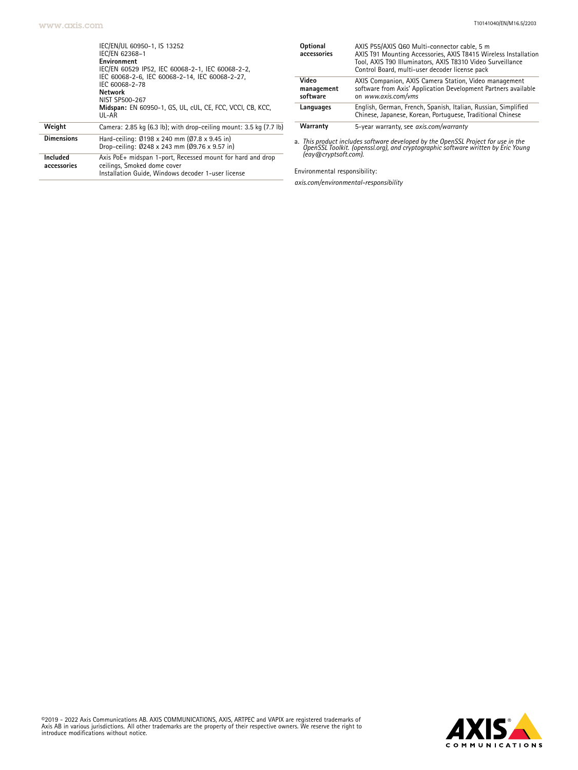| | |
|---|---|
| | IEC/EN/UL 60950-1, IS 13252<br>IEC/EN 62368-1<br>**Environment**<br>IEC/EN 60529 IP52, IEC 60068-2-1, IEC 60068-2-2, IEC 60068-2-6, IEC 60068-2-14, IEC 60068-2-27, IEC 60068-2-78<br>**Network**<br>NIST SP500-267<br>**Midspan:** EN 60950-1, GS, UL, cUL, CE, FCC, VCCI, CB, KCC, UL-AR |
| **Weight** | Camera: 2.85 kg (6.3 lb); with drop-ceiling mount: 3.5 kg (7.7 lb) |
| **Dimensions** | Hard-ceiling: Ø198 x 240 mm (Ø7.8 x 9.45 in)<br>Drop-ceiling: Ø248 x 243 mm (Ø9.76 x 9.57 in) |
| **Included accessories** | Axis PoE+ midspan 1-port, Recessed mount for hard and drop ceilings, Smoked dome cover<br>Installation Guide, Windows decoder 1-user license |
| **Optional accessories** | AXIS P55/AXIS Q60 Multi-connector cable, 5 m<br>AXIS T91 Mounting Accessories, AXIS T8415 Wireless Installation Tool, AXIS T90 Illuminators, AXIS T8310 Video Surveillance Control Board, multi-user decoder license pack |
| **Video management software** | AXIS Companion, AXIS Camera Station, Video management software from Axis' Application Development Partners available on *www.axis.com/vms* |
| **Languages** | English, German, French, Spanish, Italian, Russian, Simplified Chinese, Japanese, Korean, Portuguese, Traditional Chinese |
| **Warranty** | 5-year warranty, see *axis.com/warranty* |

a. *This product includes software developed by the OpenSSL Project for use in the OpenSSL Toolkit. (openssl.org), and cryptographic software written by Eric Young (eay@cryptsoft.com).*

Environmental responsibility:

*axis.com/environmental-responsibility*

©2019 - 2022 Axis Communications AB. AXIS COMMUNICATIONS, AXIS, ARTPEC and VAPIX are registered trademarks of Axis AB in various jurisdictions. All other trademarks are the property of their respective owners. We reserve the right to introduce modifications without notice.